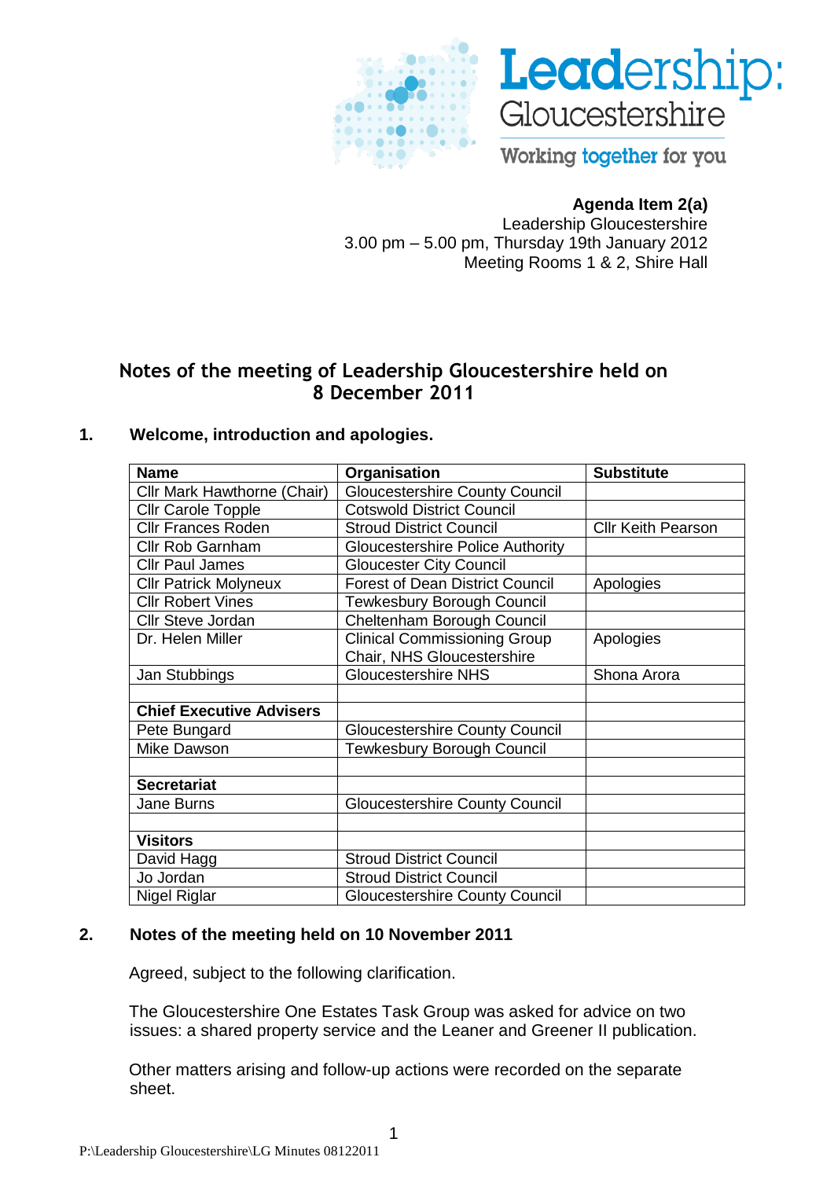Leadership: Gloucestershire

Working together for you

**Agenda Item 2(a)**
Leadership Gloucestershire
3.00 pm – 5.00 pm, Thursday 19th January 2012
Meeting Rooms 1 & 2, Shire Hall

# Notes of the meeting of Leadership Gloucestershire held on 8 December 2011

## 1. Welcome, introduction and apologies.

| Name | Organisation | Substitute |
|---|---|---|
| Cllr Mark Hawthorne (Chair) | Gloucestershire County Council | |
| Cllr Carole Topple | Cotswold District Council | |
| Cllr Frances Roden | Stroud District Council | Cllr Keith Pearson |
| Cllr Rob Garnham | Gloucestershire Police Authority | |
| Cllr Paul James | Gloucester City Council | |
| Cllr Patrick Molyneux | Forest of Dean District Council | Apologies |
| Cllr Robert Vines | Tewkesbury Borough Council | |
| Cllr Steve Jordan | Cheltenham Borough Council | |
| Dr. Helen Miller | Clinical Commissioning Group Chair, NHS Gloucestershire | Apologies |
| Jan Stubbings | Gloucestershire NHS | Shona Arora |
| | | |
| **Chief Executive Advisers** | | |
| Pete Bungard | Gloucestershire County Council | |
| Mike Dawson | Tewkesbury Borough Council | |
| | | |
| **Secretariat** | | |
| Jane Burns | Gloucestershire County Council | |
| | | |
| **Visitors** | | |
| David Hagg | Stroud District Council | |
| Jo Jordan | Stroud District Council | |
| Nigel Riglar | Gloucestershire County Council | |

## 2. Notes of the meeting held on 10 November 2011

Agreed, subject to the following clarification.

The Gloucestershire One Estates Task Group was asked for advice on two issues: a shared property service and the Leaner and Greener II publication.

Other matters arising and follow-up actions were recorded on the separate sheet.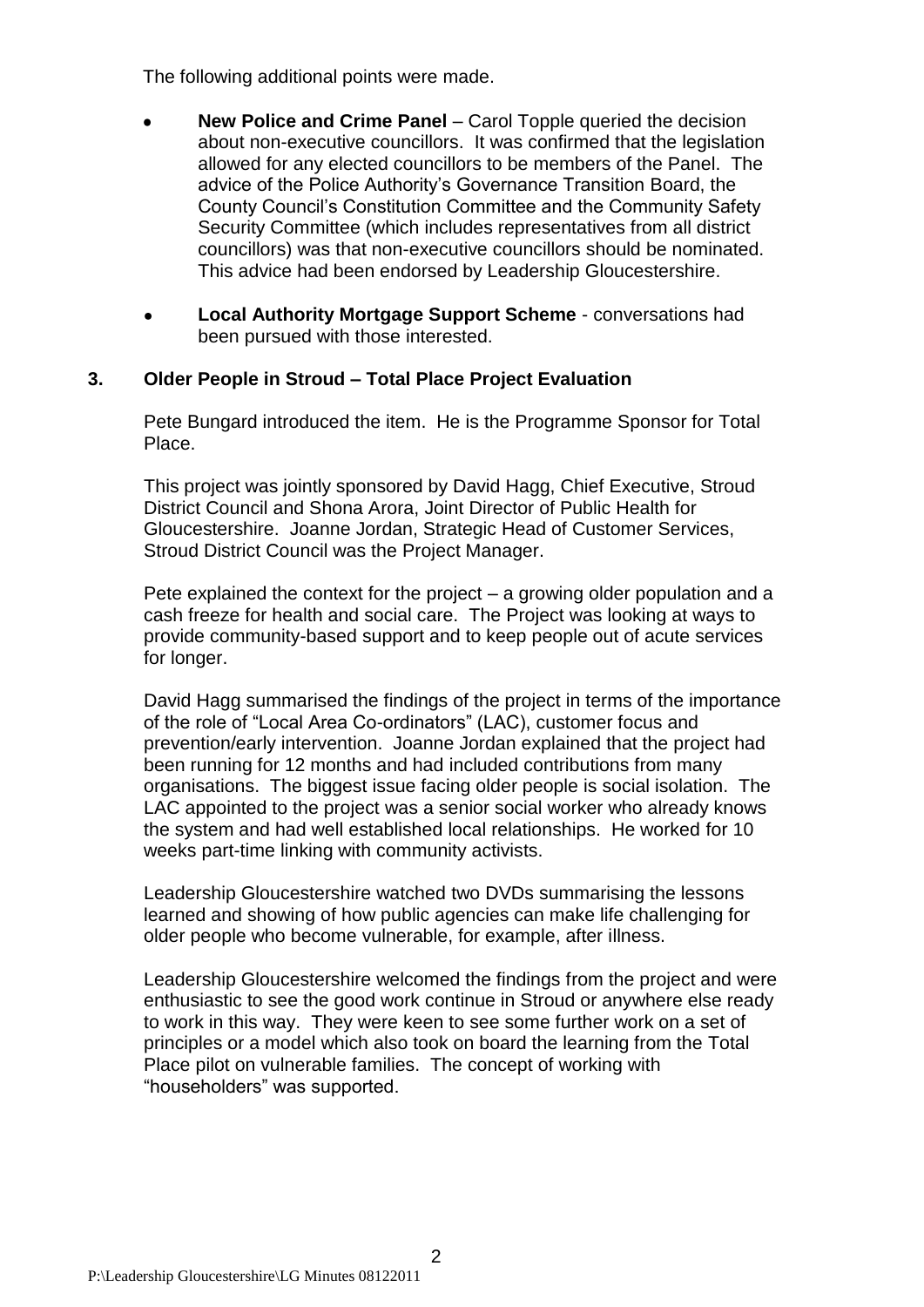The following additional points were made.

- **New Police and Crime Panel** – Carol Topple queried the decision about non-executive councillors. It was confirmed that the legislation allowed for any elected councillors to be members of the Panel. The advice of the Police Authority's Governance Transition Board, the County Council's Constitution Committee and the Community Safety Security Committee (which includes representatives from all district councillors) was that non-executive councillors should be nominated. This advice had been endorsed by Leadership Gloucestershire.

- **Local Authority Mortgage Support Scheme** - conversations had been pursued with those interested.

### 3. Older People in Stroud – Total Place Project Evaluation

Pete Bungard introduced the item. He is the Programme Sponsor for Total Place.

This project was jointly sponsored by David Hagg, Chief Executive, Stroud District Council and Shona Arora, Joint Director of Public Health for Gloucestershire. Joanne Jordan, Strategic Head of Customer Services, Stroud District Council was the Project Manager.

Pete explained the context for the project – a growing older population and a cash freeze for health and social care. The Project was looking at ways to provide community-based support and to keep people out of acute services for longer.

David Hagg summarised the findings of the project in terms of the importance of the role of "Local Area Co-ordinators" (LAC), customer focus and prevention/early intervention. Joanne Jordan explained that the project had been running for 12 months and had included contributions from many organisations. The biggest issue facing older people is social isolation. The LAC appointed to the project was a senior social worker who already knows the system and had well established local relationships. He worked for 10 weeks part-time linking with community activists.

Leadership Gloucestershire watched two DVDs summarising the lessons learned and showing of how public agencies can make life challenging for older people who become vulnerable, for example, after illness.

Leadership Gloucestershire welcomed the findings from the project and were enthusiastic to see the good work continue in Stroud or anywhere else ready to work in this way. They were keen to see some further work on a set of principles or a model which also took on board the learning from the Total Place pilot on vulnerable families. The concept of working with "householders" was supported.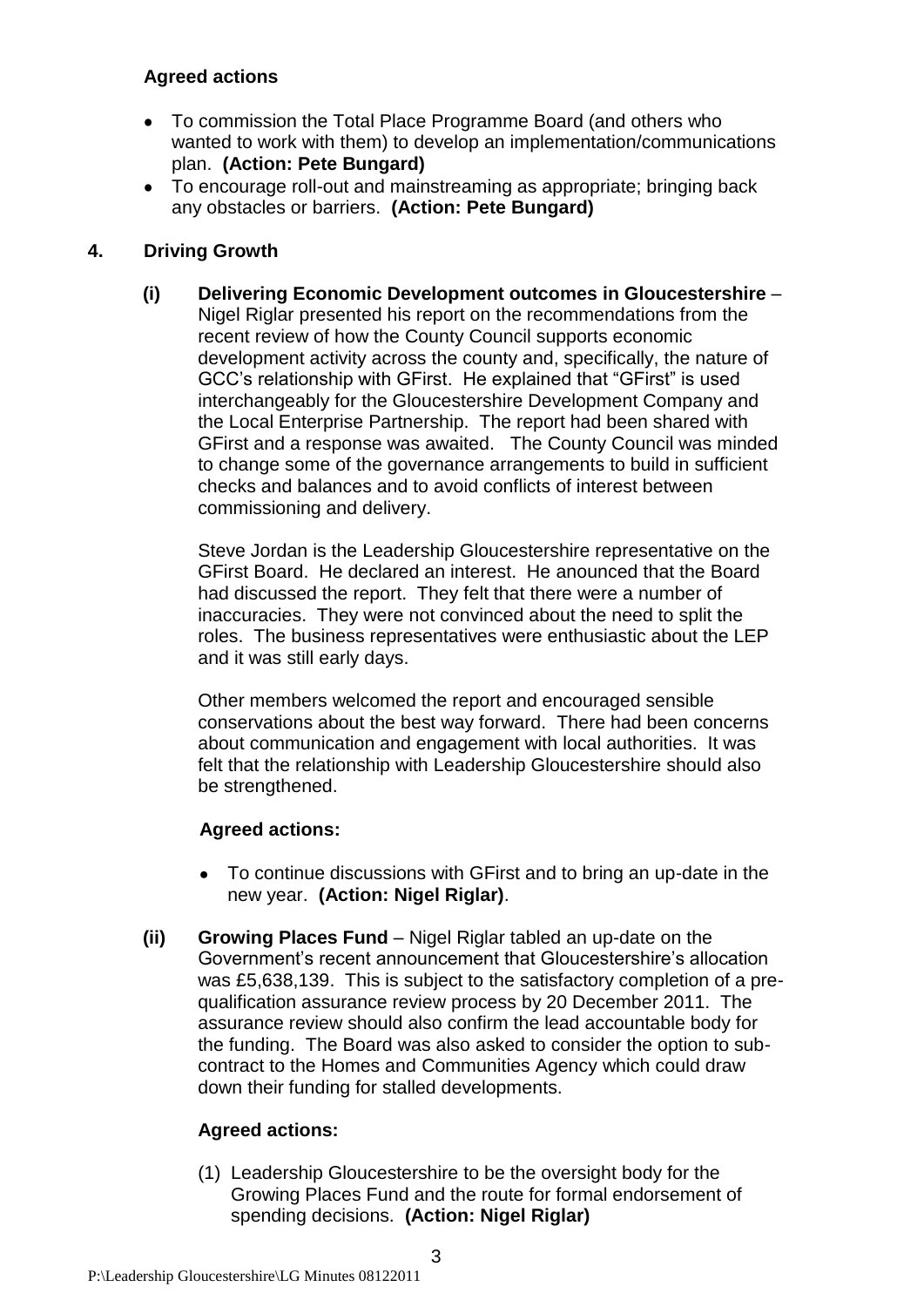**Agreed actions**

- To commission the Total Place Programme Board (and others who wanted to work with them) to develop an implementation/communications plan. **(Action: Pete Bungard)**
- To encourage roll-out and mainstreaming as appropriate; bringing back any obstacles or barriers. **(Action: Pete Bungard)**

## 4. Driving Growth

**(i) Delivering Economic Development outcomes in Gloucestershire** – Nigel Riglar presented his report on the recommendations from the recent review of how the County Council supports economic development activity across the county and, specifically, the nature of GCC's relationship with GFirst. He explained that "GFirst" is used interchangeably for the Gloucestershire Development Company and the Local Enterprise Partnership. The report had been shared with GFirst and a response was awaited. The County Council was minded to change some of the governance arrangements to build in sufficient checks and balances and to avoid conflicts of interest between commissioning and delivery.

Steve Jordan is the Leadership Gloucestershire representative on the GFirst Board. He declared an interest. He anounced that the Board had discussed the report. They felt that there were a number of inaccuracies. They were not convinced about the need to split the roles. The business representatives were enthusiastic about the LEP and it was still early days.

Other members welcomed the report and encouraged sensible conservations about the best way forward. There had been concerns about communication and engagement with local authorities. It was felt that the relationship with Leadership Gloucestershire should also be strengthened.

**Agreed actions:**

- To continue discussions with GFirst and to bring an up-date in the new year. **(Action: Nigel Riglar)**.

**(ii) Growing Places Fund** – Nigel Riglar tabled an up-date on the Government's recent announcement that Gloucestershire's allocation was £5,638,139. This is subject to the satisfactory completion of a pre-qualification assurance review process by 20 December 2011. The assurance review should also confirm the lead accountable body for the funding. The Board was also asked to consider the option to sub-contract to the Homes and Communities Agency which could draw down their funding for stalled developments.

**Agreed actions:**

(1) Leadership Gloucestershire to be the oversight body for the Growing Places Fund and the route for formal endorsement of spending decisions. **(Action: Nigel Riglar)**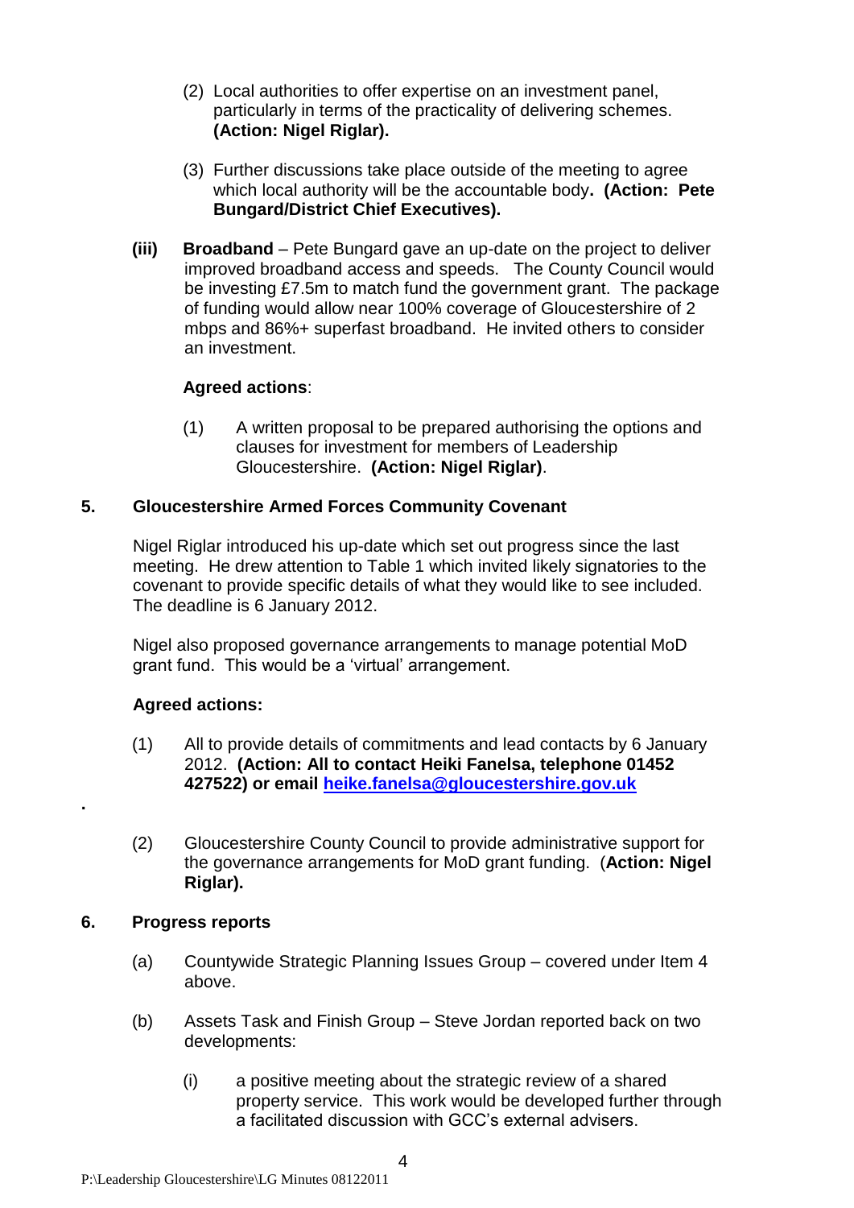(2) Local authorities to offer expertise on an investment panel, particularly in terms of the practicality of delivering schemes. **(Action: Nigel Riglar).**

(3) Further discussions take place outside of the meeting to agree which local authority will be the accountable body**. (Action: Pete Bungard/District Chief Executives).**

**(iii) Broadband** – Pete Bungard gave an up-date on the project to deliver improved broadband access and speeds. The County Council would be investing £7.5m to match fund the government grant. The package of funding would allow near 100% coverage of Gloucestershire of 2 mbps and 86%+ superfast broadband. He invited others to consider an investment.

**Agreed actions**:

(1) A written proposal to be prepared authorising the options and clauses for investment for members of Leadership Gloucestershire. **(Action: Nigel Riglar)**.

## 5. Gloucestershire Armed Forces Community Covenant

Nigel Riglar introduced his up-date which set out progress since the last meeting. He drew attention to Table 1 which invited likely signatories to the covenant to provide specific details of what they would like to see included. The deadline is 6 January 2012.

Nigel also proposed governance arrangements to manage potential MoD grant fund. This would be a 'virtual' arrangement.

**Agreed actions:**

(1) All to provide details of commitments and lead contacts by 6 January 2012. **(Action: All to contact Heiki Fanelsa, telephone 01452 427522) or email [heike.fanelsa@gloucestershire.gov.uk](mailto:heike.fanelsa@gloucestershire.gov.uk)**

.

(2) Gloucestershire County Council to provide administrative support for the governance arrangements for MoD grant funding. (**Action: Nigel Riglar).**

## 6. Progress reports

(a) Countywide Strategic Planning Issues Group – covered under Item 4 above.

(b) Assets Task and Finish Group – Steve Jordan reported back on two developments:

(i) a positive meeting about the strategic review of a shared property service. This work would be developed further through a facilitated discussion with GCC's external advisers.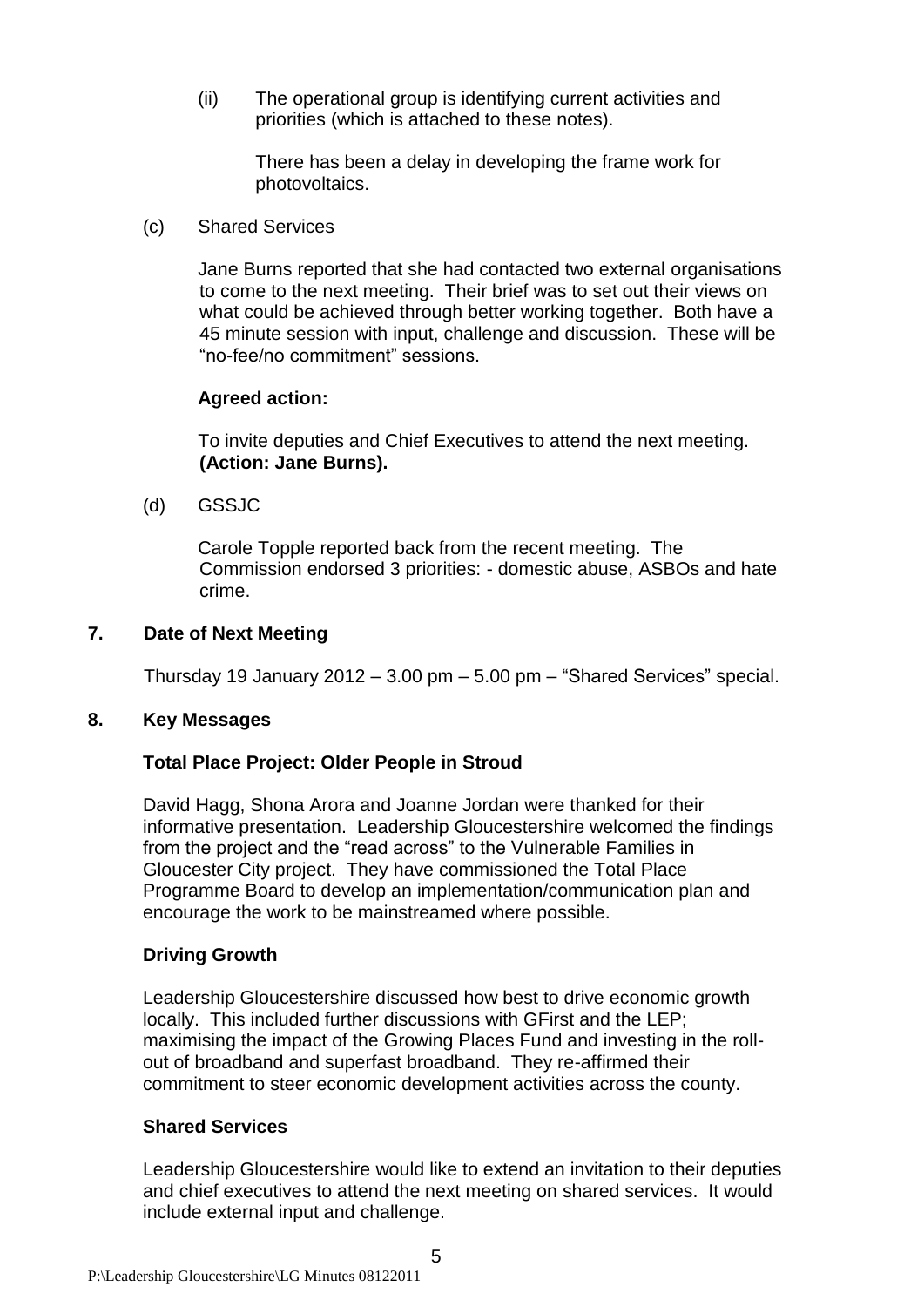(ii) The operational group is identifying current activities and priorities (which is attached to these notes).

There has been a delay in developing the frame work for photovoltaics.

(c) Shared Services

Jane Burns reported that she had contacted two external organisations to come to the next meeting. Their brief was to set out their views on what could be achieved through better working together. Both have a 45 minute session with input, challenge and discussion. These will be "no-fee/no commitment" sessions.

**Agreed action:**

To invite deputies and Chief Executives to attend the next meeting. **(Action: Jane Burns).**

(d) GSSJC

Carole Topple reported back from the recent meeting. The Commission endorsed 3 priorities: - domestic abuse, ASBOs and hate crime.

## 7. Date of Next Meeting

Thursday 19 January 2012 – 3.00 pm – 5.00 pm – "Shared Services" special.

## 8. Key Messages

### Total Place Project: Older People in Stroud

David Hagg, Shona Arora and Joanne Jordan were thanked for their informative presentation. Leadership Gloucestershire welcomed the findings from the project and the "read across" to the Vulnerable Families in Gloucester City project. They have commissioned the Total Place Programme Board to develop an implementation/communication plan and encourage the work to be mainstreamed where possible.

### Driving Growth

Leadership Gloucestershire discussed how best to drive economic growth locally. This included further discussions with GFirst and the LEP; maximising the impact of the Growing Places Fund and investing in the roll-out of broadband and superfast broadband. They re-affirmed their commitment to steer economic development activities across the county.

### Shared Services

Leadership Gloucestershire would like to extend an invitation to their deputies and chief executives to attend the next meeting on shared services. It would include external input and challenge.